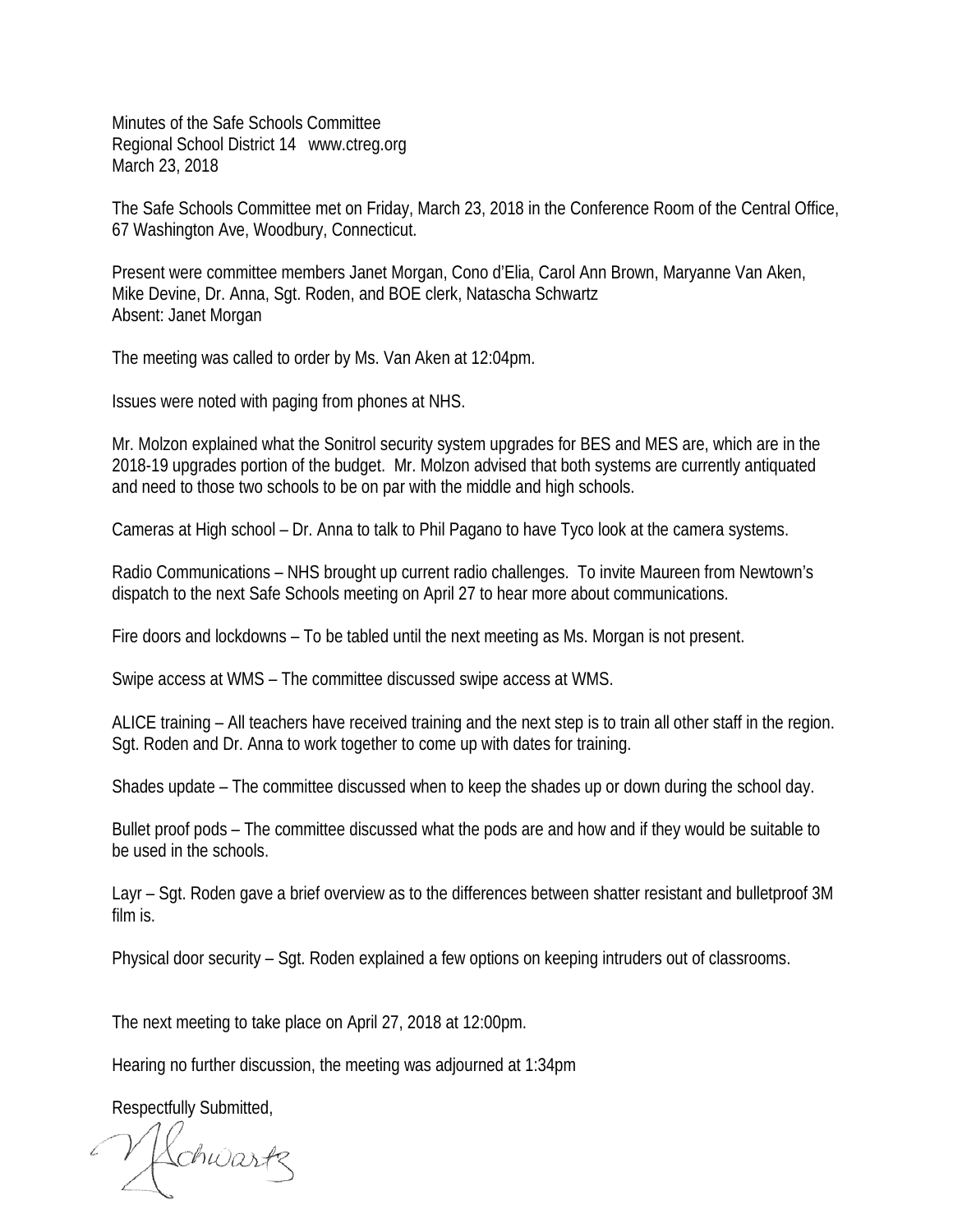Minutes of the Safe Schools Committee
Regional School District 14 www.ctreg.org
March 23, 2018

The Safe Schools Committee met on Friday, March 23, 2018 in the Conference Room of the Central Office, 67 Washington Ave, Woodbury, Connecticut.

Present were committee members Janet Morgan, Cono d'Elia, Carol Ann Brown, Maryanne Van Aken, Mike Devine, Dr. Anna, Sgt. Roden, and BOE clerk, Natascha Schwartz
Absent: Janet Morgan

The meeting was called to order by Ms. Van Aken at 12:04pm.

Issues were noted with paging from phones at NHS.

Mr. Molzon explained what the Sonitrol security system upgrades for BES and MES are, which are in the 2018-19 upgrades portion of the budget. Mr. Molzon advised that both systems are currently antiquated and need to those two schools to be on par with the middle and high schools.

Cameras at High school – Dr. Anna to talk to Phil Pagano to have Tyco look at the camera systems.

Radio Communications – NHS brought up current radio challenges. To invite Maureen from Newtown's dispatch to the next Safe Schools meeting on April 27 to hear more about communications.

Fire doors and lockdowns – To be tabled until the next meeting as Ms. Morgan is not present.

Swipe access at WMS – The committee discussed swipe access at WMS.

ALICE training – All teachers have received training and the next step is to train all other staff in the region. Sgt. Roden and Dr. Anna to work together to come up with dates for training.

Shades update – The committee discussed when to keep the shades up or down during the school day.

Bullet proof pods – The committee discussed what the pods are and how and if they would be suitable to be used in the schools.

Layr – Sgt. Roden gave a brief overview as to the differences between shatter resistant and bulletproof 3M film is.

Physical door security – Sgt. Roden explained a few options on keeping intruders out of classrooms.

The next meeting to take place on April 27, 2018 at 12:00pm.

Hearing no further discussion, the meeting was adjourned at 1:34pm

Respectfully Submitted,

N Schwartz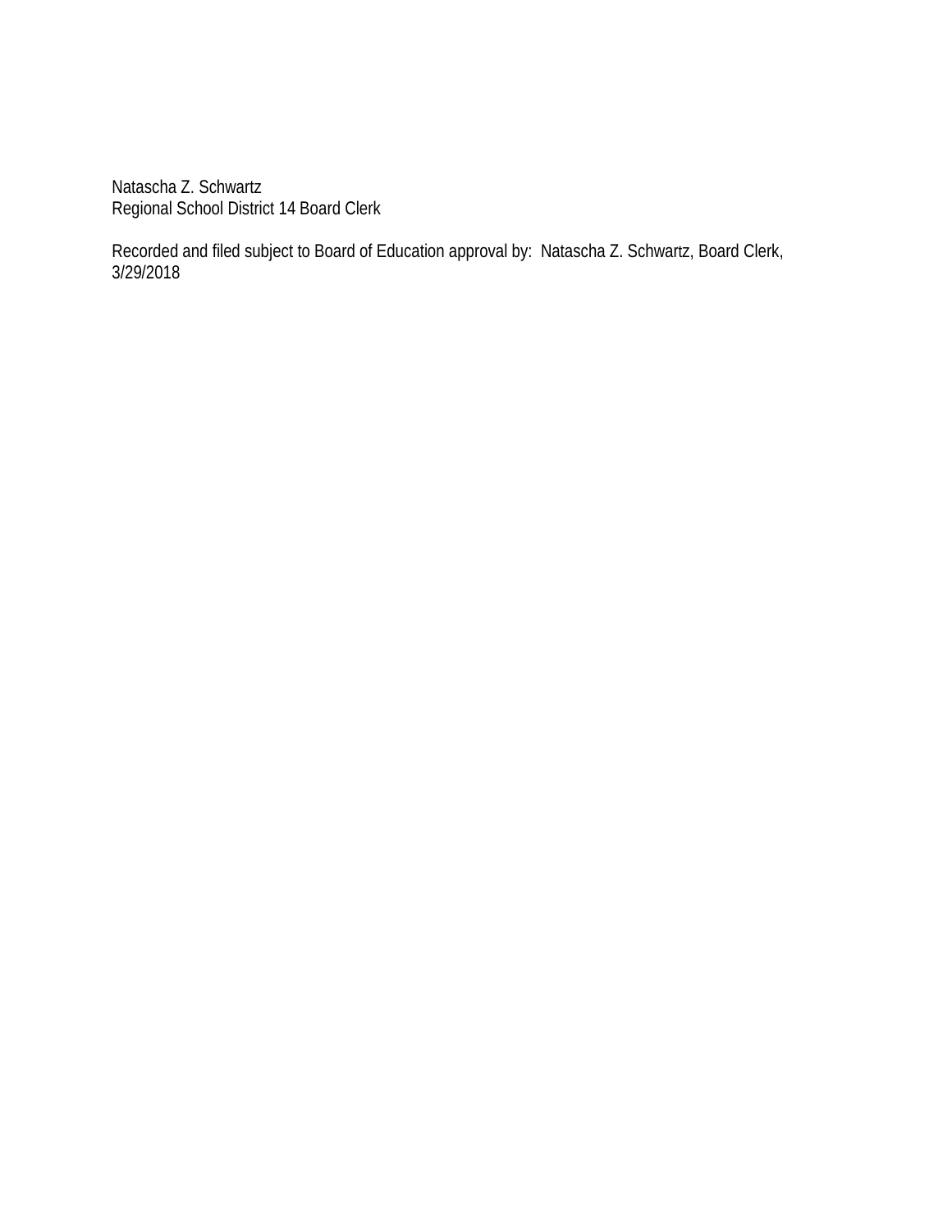Natascha Z. Schwartz
Regional School District 14 Board Clerk

Recorded and filed subject to Board of Education approval by: Natascha Z. Schwartz, Board Clerk, 3/29/2018